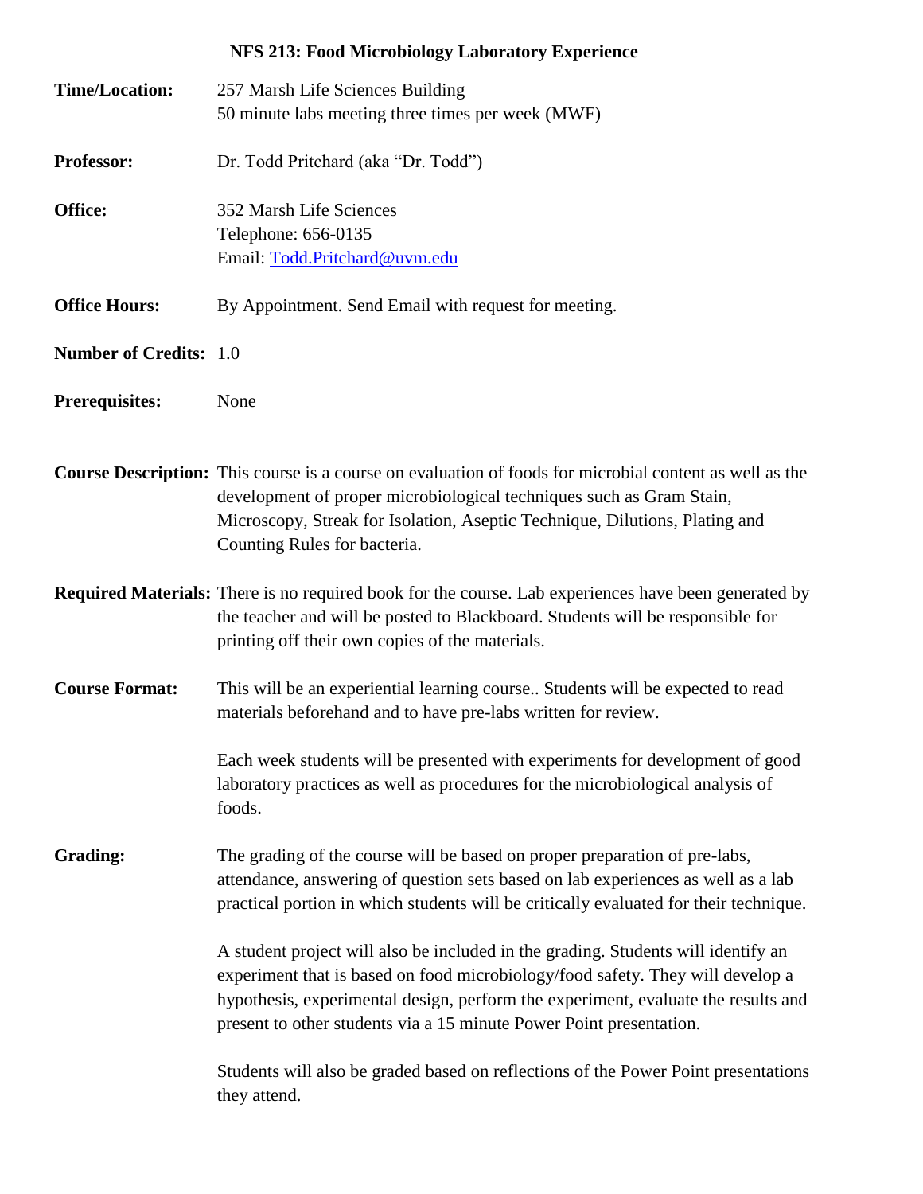# NFS 213: Food Microbiology Laboratory Experience

**Time/Location:** 257 Marsh Life Sciences Building
50 minute labs meeting three times per week (MWF)

**Professor:** Dr. Todd Pritchard (aka "Dr. Todd")

**Office:** 352 Marsh Life Sciences
Telephone: 656-0135
Email: [Todd.Pritchard@uvm.edu](mailto:Todd.Pritchard@uvm.edu)

**Office Hours:** By Appointment. Send Email with request for meeting.

**Number of Credits:** 1.0

**Prerequisites:** None

**Course Description:** This course is a course on evaluation of foods for microbial content as well as the development of proper microbiological techniques such as Gram Stain, Microscopy, Streak for Isolation, Aseptic Technique, Dilutions, Plating and Counting Rules for bacteria.

**Required Materials:** There is no required book for the course. Lab experiences have been generated by the teacher and will be posted to Blackboard. Students will be responsible for printing off their own copies of the materials.

**Course Format:** This will be an experiential learning course.. Students will be expected to read materials beforehand and to have pre-labs written for review.

Each week students will be presented with experiments for development of good laboratory practices as well as procedures for the microbiological analysis of foods.

**Grading:** The grading of the course will be based on proper preparation of pre-labs, attendance, answering of question sets based on lab experiences as well as a lab practical portion in which students will be critically evaluated for their technique.

A student project will also be included in the grading. Students will identify an experiment that is based on food microbiology/food safety. They will develop a hypothesis, experimental design, perform the experiment, evaluate the results and present to other students via a 15 minute Power Point presentation.

Students will also be graded based on reflections of the Power Point presentations they attend.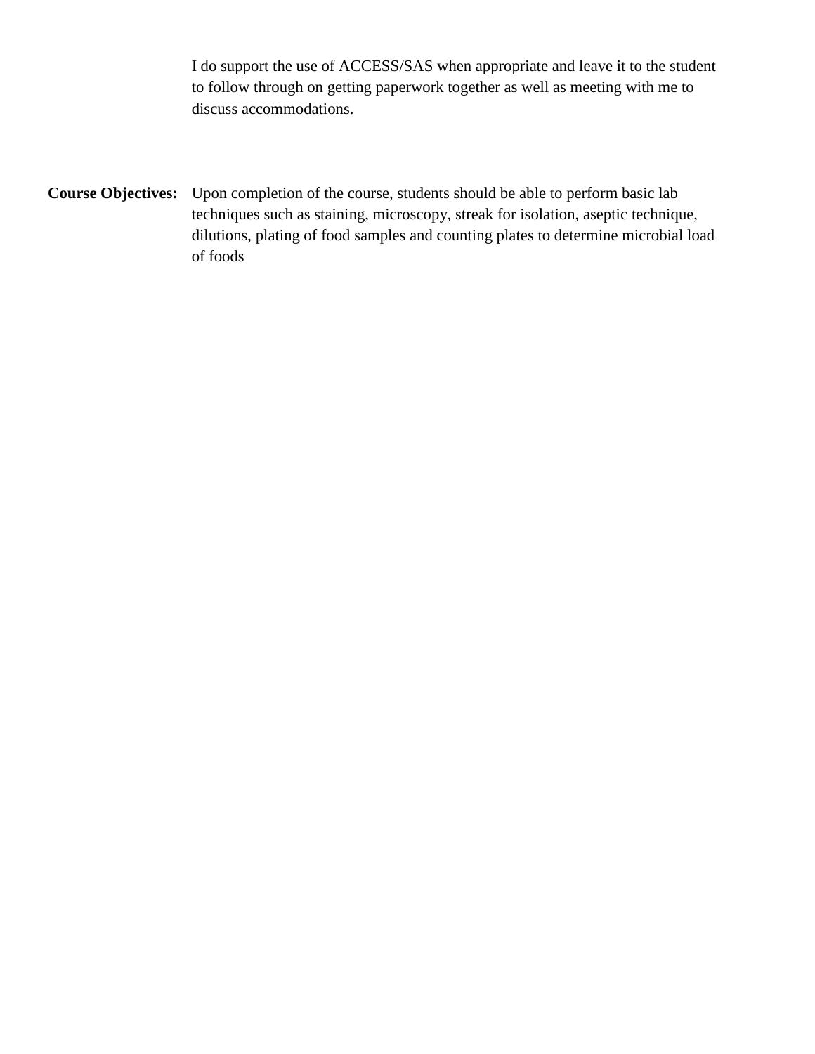I do support the use of ACCESS/SAS when appropriate and leave it to the student to follow through on getting paperwork together as well as meeting with me to discuss accommodations.

**Course Objectives:** Upon completion of the course, students should be able to perform basic lab techniques such as staining, microscopy, streak for isolation, aseptic technique, dilutions, plating of food samples and counting plates to determine microbial load of foods